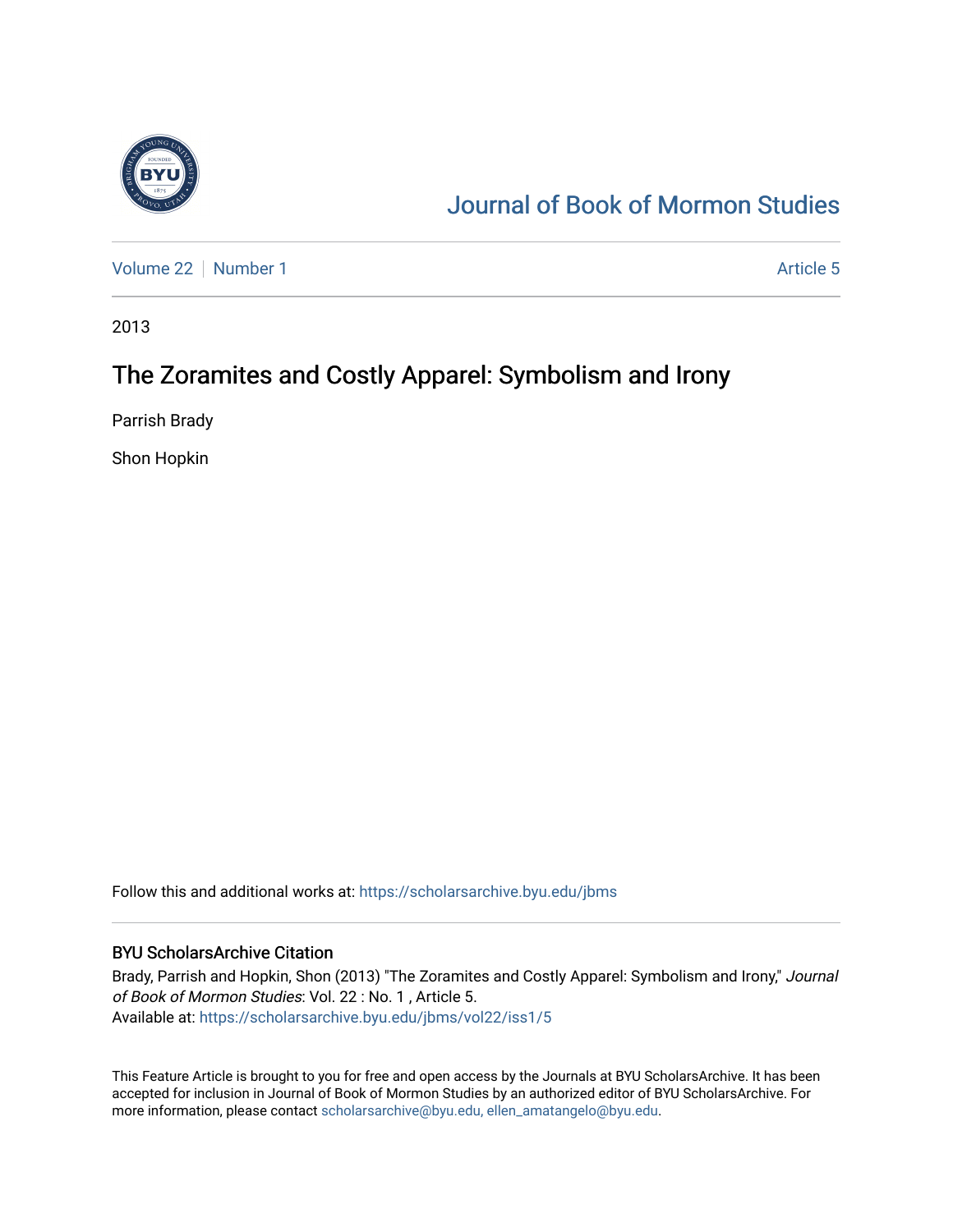# Journal of Book of Mormon Studies

Volume 22 | Number 1 | Article 5

2013

## The Zoramites and Costly Apparel: Symbolism and Irony

Parrish Brady

Shon Hopkin

Follow this and additional works at: https://scholarsarchive.byu.edu/jbms

### BYU ScholarsArchive Citation

Brady, Parrish and Hopkin, Shon (2013) "The Zoramites and Costly Apparel: Symbolism and Irony," *Journal of Book of Mormon Studies*: Vol. 22 : No. 1 , Article 5.
Available at: https://scholarsarchive.byu.edu/jbms/vol22/iss1/5

This Feature Article is brought to you for free and open access by the Journals at BYU ScholarsArchive. It has been accepted for inclusion in Journal of Book of Mormon Studies by an authorized editor of BYU ScholarsArchive. For more information, please contact scholarsarchive@byu.edu, ellen_amatangelo@byu.edu.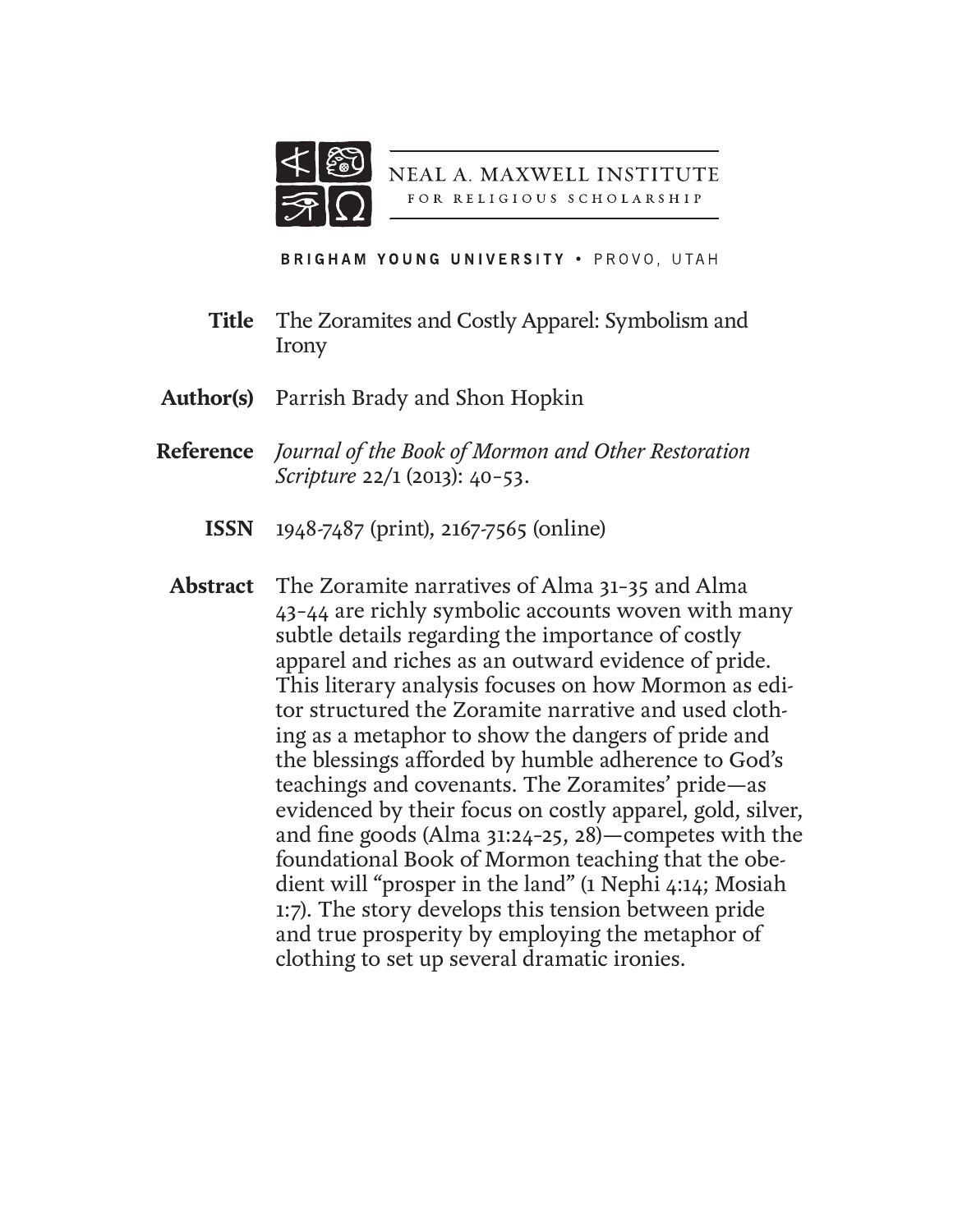NEAL A. MAXWELL INSTITUTE
FOR RELIGIOUS SCHOLARSHIP

**BRIGHAM YOUNG UNIVERSITY** • PROVO, UTAH

**Title** The Zoramites and Costly Apparel: Symbolism and Irony

**Author(s)** Parrish Brady and Shon Hopkin

**Reference** *Journal of the Book of Mormon and Other Restoration Scripture* 22/1 (2013): 40–53.

**ISSN** 1948-7487 (print), 2167-7565 (online)

**Abstract** The Zoramite narratives of Alma 31–35 and Alma 43–44 are richly symbolic accounts woven with many subtle details regarding the importance of costly apparel and riches as an outward evidence of pride. This literary analysis focuses on how Mormon as editor structured the Zoramite narrative and used clothing as a metaphor to show the dangers of pride and the blessings afforded by humble adherence to God's teachings and covenants. The Zoramites' pride—as evidenced by their focus on costly apparel, gold, silver, and fine goods (Alma 31:24–25, 28)—competes with the foundational Book of Mormon teaching that the obedient will "prosper in the land" (1 Nephi 4:14; Mosiah 1:7). The story develops this tension between pride and true prosperity by employing the metaphor of clothing to set up several dramatic ironies.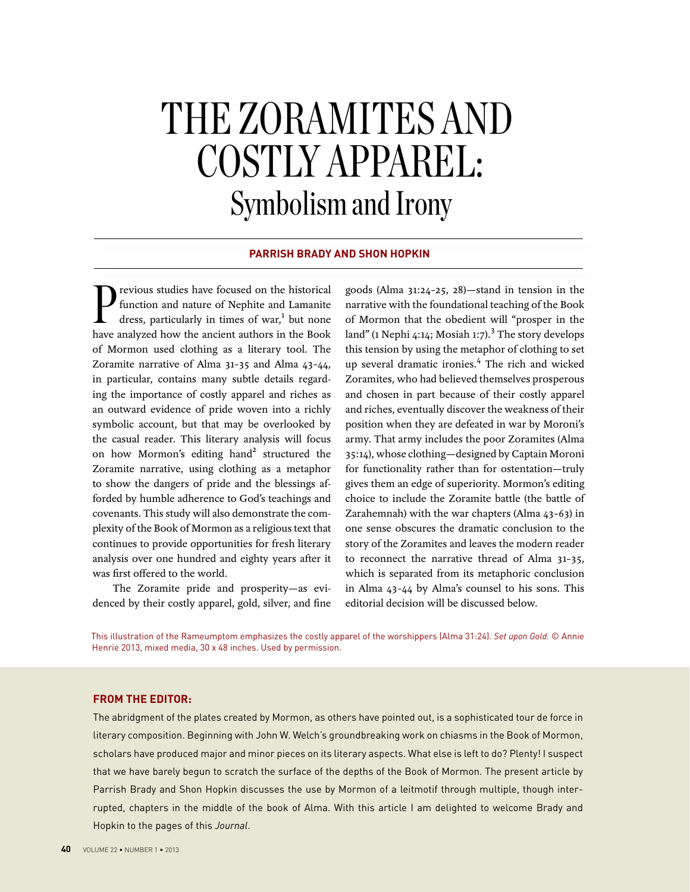# THE ZORAMITES AND COSTLY APPAREL:
## Symbolism and Irony

**PARRISH BRADY AND SHON HOPKIN**

Previous studies have focused on the historical function and nature of Nephite and Lamanite dress, particularly in times of war,[1] but none have analyzed how the ancient authors in the Book of Mormon used clothing as a literary tool. The Zoramite narrative of Alma 31–35 and Alma 43–44, in particular, contains many subtle details regarding the importance of costly apparel and riches as an outward evidence of pride woven into a richly symbolic account, but that may be overlooked by the casual reader. This literary analysis will focus on how Mormon's editing hand[2] structured the Zoramite narrative, using clothing as a metaphor to show the dangers of pride and the blessings afforded by humble adherence to God's teachings and covenants. This study will also demonstrate the complexity of the Book of Mormon as a religious text that continues to provide opportunities for fresh literary analysis over one hundred and eighty years after it was first offered to the world.

The Zoramite pride and prosperity—as evidenced by their costly apparel, gold, silver, and fine goods (Alma 31:24–25, 28)—stand in tension in the narrative with the foundational teaching of the Book of Mormon that the obedient will "prosper in the land" (1 Nephi 4:14; Mosiah 1:7).[3] The story develops this tension by using the metaphor of clothing to set up several dramatic ironies.[4] The rich and wicked Zoramites, who had believed themselves prosperous and chosen in part because of their costly apparel and riches, eventually discover the weakness of their position when they are defeated in war by Moroni's army. That army includes the poor Zoramites (Alma 35:14), whose clothing—designed by Captain Moroni for functionality rather than for ostentation—truly gives them an edge of superiority. Mormon's editing choice to include the Zoramite battle (the battle of Zarahemnah) with the war chapters (Alma 43–63) in one sense obscures the dramatic conclusion to the story of the Zoramites and leaves the modern reader to reconnect the narrative thread of Alma 31–35, which is separated from its metaphoric conclusion in Alma 43–44 by Alma's counsel to his sons. This editorial decision will be discussed below.

This illustration of the Rameumptom emphasizes the costly apparel of the worshippers (Alma 31:24). *Set upon Gold.* © Annie Henrie 2013, mixed media, 30 x 48 inches. Used by permission.

**FROM THE EDITOR:**

The abridgment of the plates created by Mormon, as others have pointed out, is a sophisticated tour de force in literary composition. Beginning with John W. Welch's groundbreaking work on chiasms in the Book of Mormon, scholars have produced major and minor pieces on its literary aspects. What else is left to do? Plenty! I suspect that we have barely begun to scratch the surface of the depths of the Book of Mormon. The present article by Parrish Brady and Shon Hopkin discusses the use by Mormon of a leitmotif through multiple, though interrupted, chapters in the middle of the book of Alma. With this article I am delighted to welcome Brady and Hopkin to the pages of this *Journal*.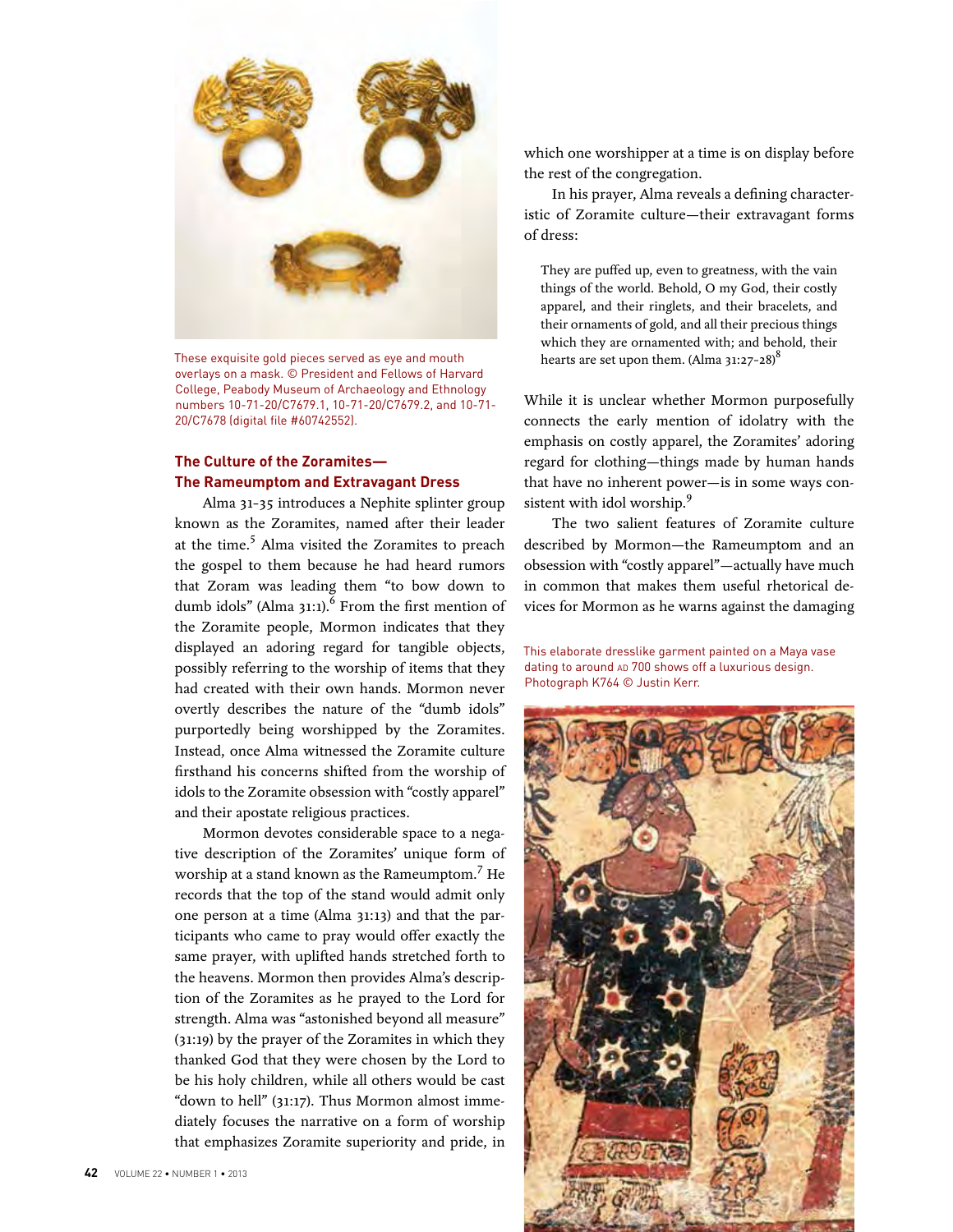These exquisite gold pieces served as eye and mouth overlays on a mask. © President and Fellows of Harvard College, Peabody Museum of Archaeology and Ethnology numbers 10-71-20/C7679.1, 10-71-20/C7679.2, and 10-71-20/C7678 (digital file #60742552).

## The Culture of the Zoramites—The Rameumptom and Extravagant Dress

Alma 31–35 introduces a Nephite splinter group known as the Zoramites, named after their leader at the time.[5] Alma visited the Zoramites to preach the gospel to them because he had heard rumors that Zoram was leading them "to bow down to dumb idols" (Alma 31:1).[6] From the first mention of the Zoramite people, Mormon indicates that they displayed an adoring regard for tangible objects, possibly referring to the worship of items that they had created with their own hands. Mormon never overtly describes the nature of the "dumb idols" purportedly being worshipped by the Zoramites. Instead, once Alma witnessed the Zoramite culture firsthand his concerns shifted from the worship of idols to the Zoramite obsession with "costly apparel" and their apostate religious practices.

Mormon devotes considerable space to a negative description of the Zoramites' unique form of worship at a stand known as the Rameumptom.[7] He records that the top of the stand would admit only one person at a time (Alma 31:13) and that the participants who came to pray would offer exactly the same prayer, with uplifted hands stretched forth to the heavens. Mormon then provides Alma's description of the Zoramites as he prayed to the Lord for strength. Alma was "astonished beyond all measure" (31:19) by the prayer of the Zoramites in which they thanked God that they were chosen by the Lord to be his holy children, while all others would be cast "down to hell" (31:17). Thus Mormon almost immediately focuses the narrative on a form of worship that emphasizes Zoramite superiority and pride, in which one worshipper at a time is on display before the rest of the congregation.

In his prayer, Alma reveals a defining characteristic of Zoramite culture—their extravagant forms of dress:

> They are puffed up, even to greatness, with the vain things of the world. Behold, O my God, their costly apparel, and their ringlets, and their bracelets, and their ornaments of gold, and all their precious things which they are ornamented with; and behold, their hearts are set upon them. (Alma 31:27–28)[8]

While it is unclear whether Mormon purposefully connects the early mention of idolatry with the emphasis on costly apparel, the Zoramites' adoring regard for clothing—things made by human hands that have no inherent power—is in some ways consistent with idol worship.[9]

The two salient features of Zoramite culture described by Mormon—the Rameumptom and an obsession with "costly apparel"—actually have much in common that makes them useful rhetorical devices for Mormon as he warns against the damaging

This elaborate dresslike garment painted on a Maya vase dating to around AD 700 shows off a luxurious design. Photograph K764 © Justin Kerr.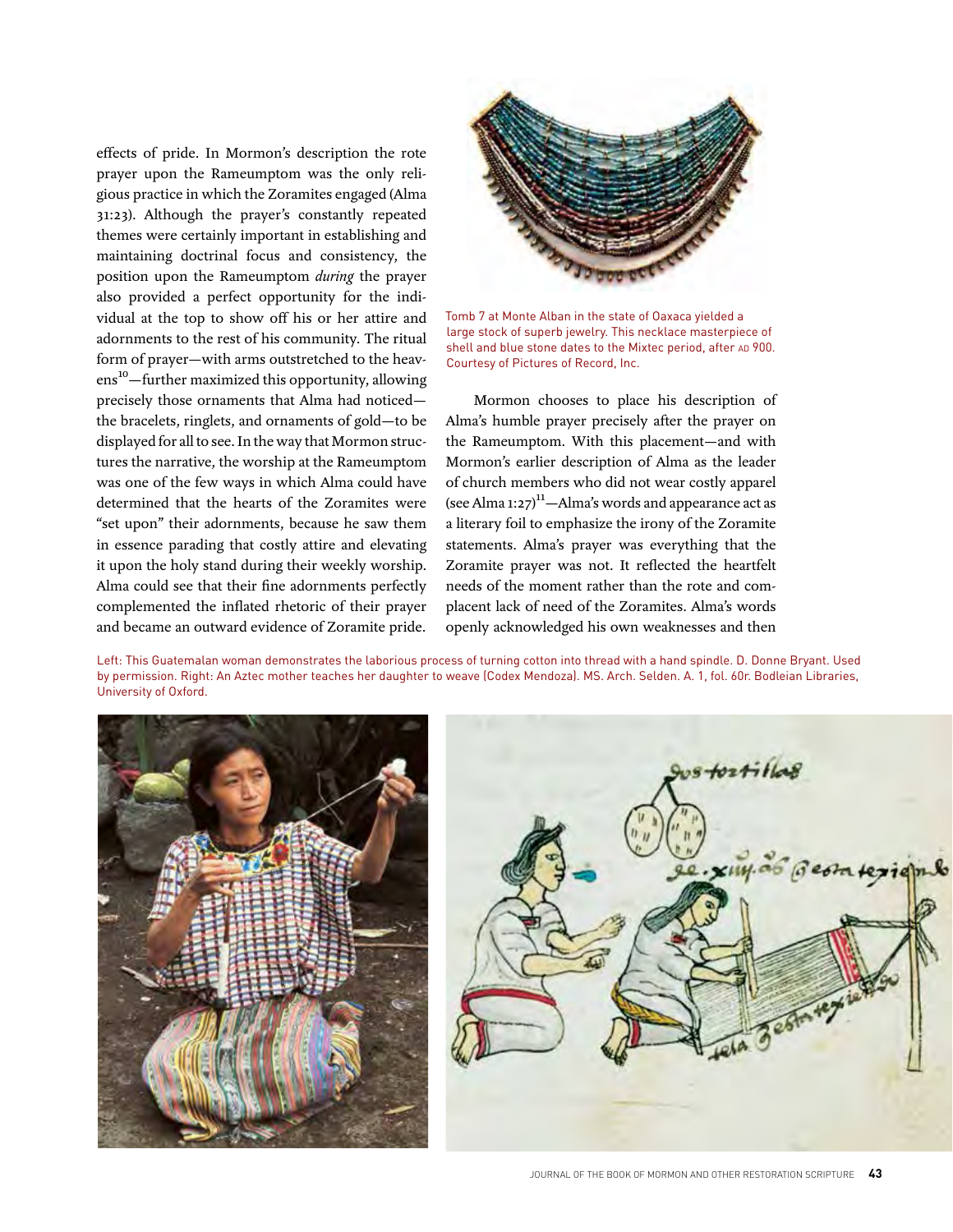effects of pride. In Mormon's description the rote prayer upon the Rameumptom was the only religious practice in which the Zoramites engaged (Alma 31:23). Although the prayer's constantly repeated themes were certainly important in establishing and maintaining doctrinal focus and consistency, the position upon the Rameumptom *during* the prayer also provided a perfect opportunity for the individual at the top to show off his or her attire and adornments to the rest of his community. The ritual form of prayer—with arms outstretched to the heavens[10]—further maximized this opportunity, allowing precisely those ornaments that Alma had noticed—the bracelets, ringlets, and ornaments of gold—to be displayed for all to see. In the way that Mormon structures the narrative, the worship at the Rameumptom was one of the few ways in which Alma could have determined that the hearts of the Zoramites were "set upon" their adornments, because he saw them in essence parading that costly attire and elevating it upon the holy stand during their weekly worship. Alma could see that their fine adornments perfectly complemented the inflated rhetoric of their prayer and became an outward evidence of Zoramite pride.

Tomb 7 at Monte Alban in the state of Oaxaca yielded a large stock of superb jewelry. This necklace masterpiece of shell and blue stone dates to the Mixtec period, after AD 900. Courtesy of Pictures of Record, Inc.

Mormon chooses to place his description of Alma's humble prayer precisely after the prayer on the Rameumptom. With this placement—and with Mormon's earlier description of Alma as the leader of church members who did not wear costly apparel (see Alma 1:27)[11]—Alma's words and appearance act as a literary foil to emphasize the irony of the Zoramite statements. Alma's prayer was everything that the Zoramite prayer was not. It reflected the heartfelt needs of the moment rather than the rote and complacent lack of need of the Zoramites. Alma's words openly acknowledged his own weaknesses and then

Left: This Guatemalan woman demonstrates the laborious process of turning cotton into thread with a hand spindle. D. Donne Bryant. Used by permission. Right: An Aztec mother teaches her daughter to weave (Codex Mendoza). MS. Arch. Selden. A. 1, fol. 60r. Bodleian Libraries, University of Oxford.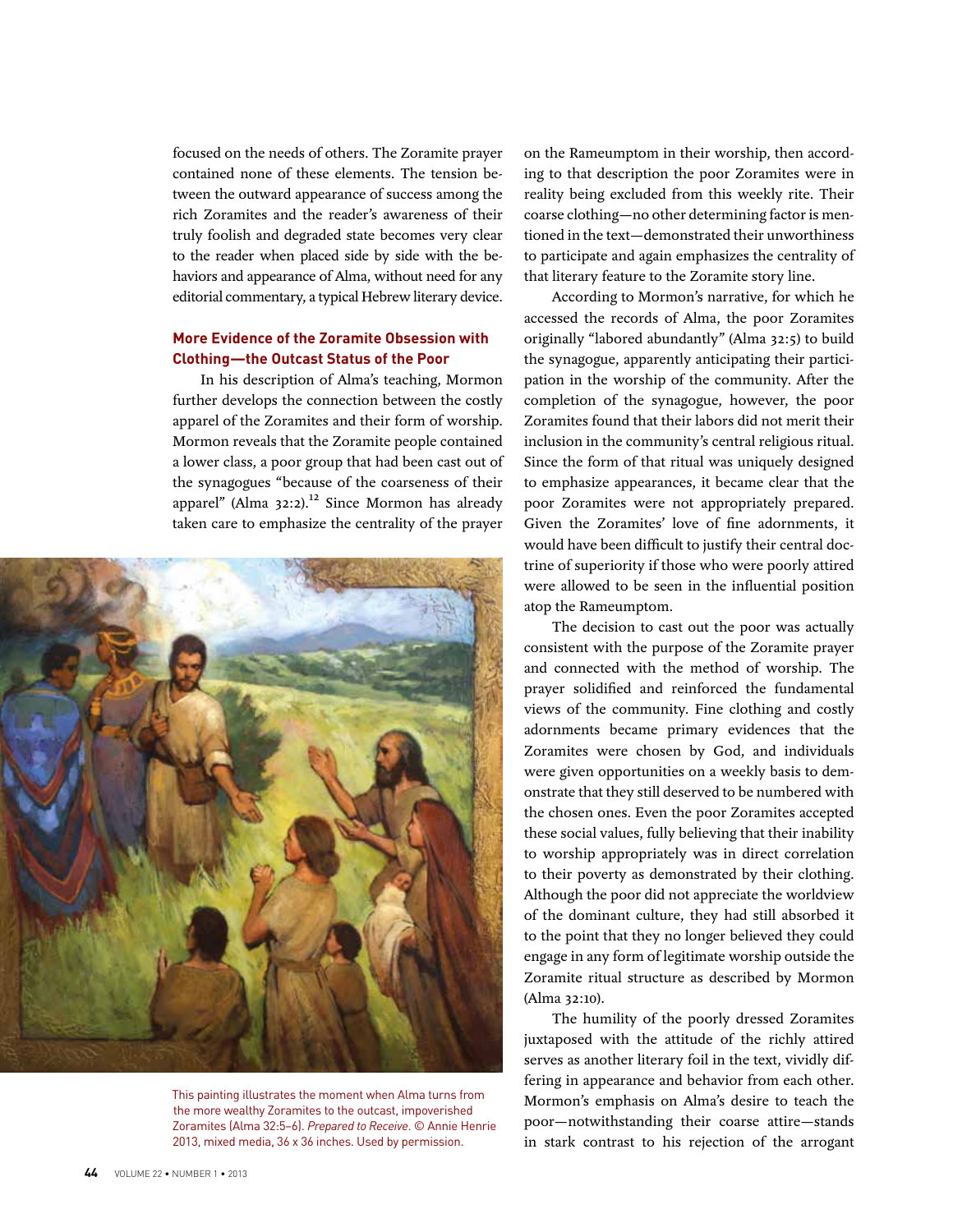focused on the needs of others. The Zoramite prayer contained none of these elements. The tension between the outward appearance of success among the rich Zoramites and the reader's awareness of their truly foolish and degraded state becomes very clear to the reader when placed side by side with the behaviors and appearance of Alma, without need for any editorial commentary, a typical Hebrew literary device.

### More Evidence of the Zoramite Obsession with Clothing—the Outcast Status of the Poor

In his description of Alma's teaching, Mormon further develops the connection between the costly apparel of the Zoramites and their form of worship. Mormon reveals that the Zoramite people contained a lower class, a poor group that had been cast out of the synagogues "because of the coarseness of their apparel" (Alma 32:2).[12] Since Mormon has already taken care to emphasize the centrality of the prayer on the Rameumptom in their worship, then according to that description the poor Zoramites were in reality being excluded from this weekly rite. Their coarse clothing—no other determining factor is mentioned in the text—demonstrated their unworthiness to participate and again emphasizes the centrality of that literary feature to the Zoramite story line.

This painting illustrates the moment when Alma turns from the more wealthy Zoramites to the outcast, impoverished Zoramites (Alma 32:5–6). *Prepared to Receive*. © Annie Henrie 2013, mixed media, 36 x 36 inches. Used by permission.

According to Mormon's narrative, for which he accessed the records of Alma, the poor Zoramites originally "labored abundantly" (Alma 32:5) to build the synagogue, apparently anticipating their participation in the worship of the community. After the completion of the synagogue, however, the poor Zoramites found that their labors did not merit their inclusion in the community's central religious ritual. Since the form of that ritual was uniquely designed to emphasize appearances, it became clear that the poor Zoramites were not appropriately prepared. Given the Zoramites' love of fine adornments, it would have been difficult to justify their central doctrine of superiority if those who were poorly attired were allowed to be seen in the influential position atop the Rameumptom.

The decision to cast out the poor was actually consistent with the purpose of the Zoramite prayer and connected with the method of worship. The prayer solidified and reinforced the fundamental views of the community. Fine clothing and costly adornments became primary evidences that the Zoramites were chosen by God, and individuals were given opportunities on a weekly basis to demonstrate that they still deserved to be numbered with the chosen ones. Even the poor Zoramites accepted these social values, fully believing that their inability to worship appropriately was in direct correlation to their poverty as demonstrated by their clothing. Although the poor did not appreciate the worldview of the dominant culture, they had still absorbed it to the point that they no longer believed they could engage in any form of legitimate worship outside the Zoramite ritual structure as described by Mormon (Alma 32:10).

The humility of the poorly dressed Zoramites juxtaposed with the attitude of the richly attired serves as another literary foil in the text, vividly differing in appearance and behavior from each other. Mormon's emphasis on Alma's desire to teach the poor—notwithstanding their coarse attire—stands in stark contrast to his rejection of the arrogant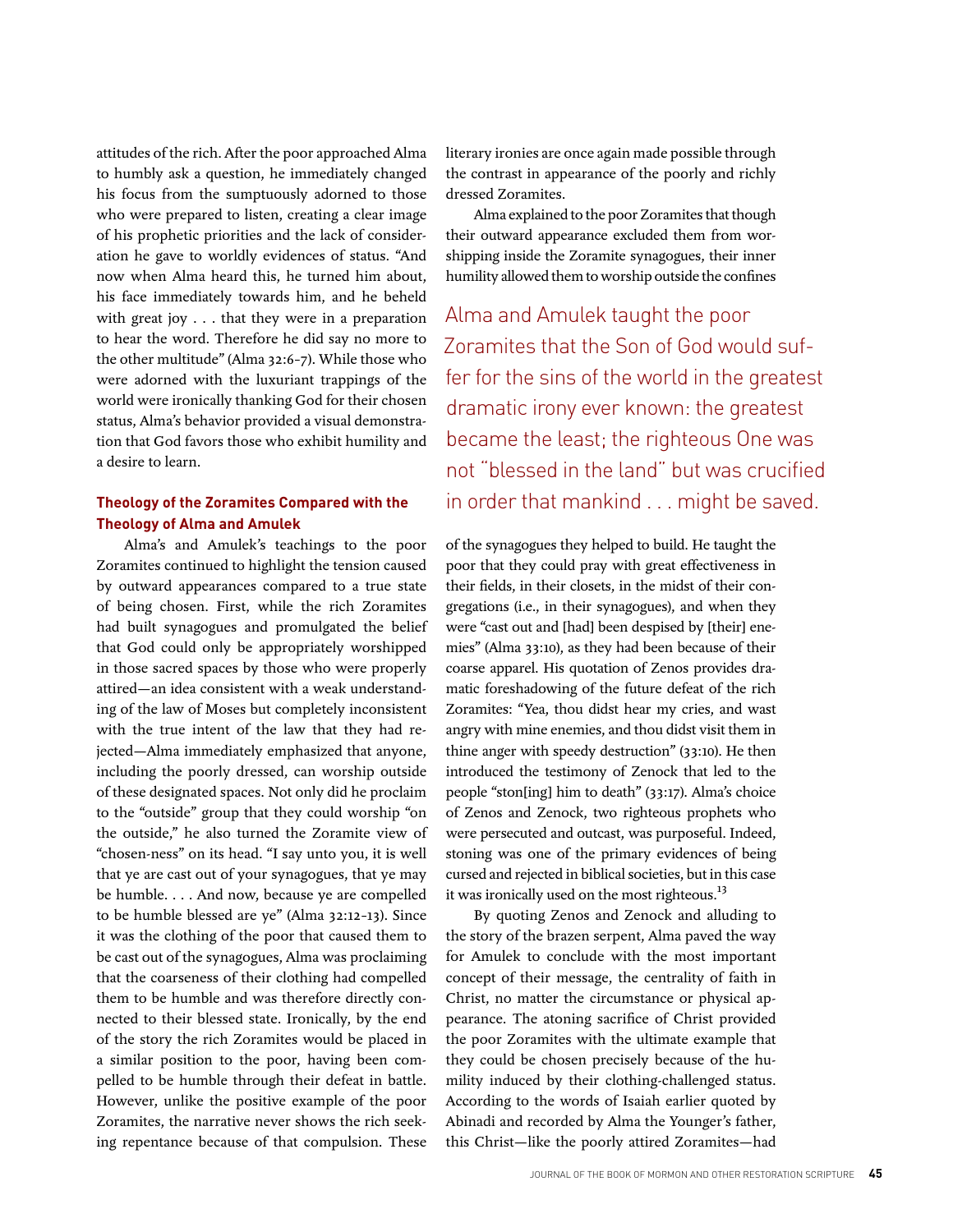attitudes of the rich. After the poor approached Alma to humbly ask a question, he immediately changed his focus from the sumptuously adorned to those who were prepared to listen, creating a clear image of his prophetic priorities and the lack of consideration he gave to worldly evidences of status. "And now when Alma heard this, he turned him about, his face immediately towards him, and he beheld with great joy . . . that they were in a preparation to hear the word. Therefore he did say no more to the other multitude" (Alma 32:6–7). While those who were adorned with the luxuriant trappings of the world were ironically thanking God for their chosen status, Alma's behavior provided a visual demonstration that God favors those who exhibit humility and a desire to learn.

### Theology of the Zoramites Compared with the Theology of Alma and Amulek

Alma's and Amulek's teachings to the poor Zoramites continued to highlight the tension caused by outward appearances compared to a true state of being chosen. First, while the rich Zoramites had built synagogues and promulgated the belief that God could only be appropriately worshipped in those sacred spaces by those who were properly attired—an idea consistent with a weak understanding of the law of Moses but completely inconsistent with the true intent of the law that they had rejected—Alma immediately emphasized that anyone, including the poorly dressed, can worship outside of these designated spaces. Not only did he proclaim to the "outside" group that they could worship "on the outside," he also turned the Zoramite view of "chosen-ness" on its head. "I say unto you, it is well that ye are cast out of your synagogues, that ye may be humble. . . . And now, because ye are compelled to be humble blessed are ye" (Alma 32:12–13). Since it was the clothing of the poor that caused them to be cast out of the synagogues, Alma was proclaiming that the coarseness of their clothing had compelled them to be humble and was therefore directly connected to their blessed state. Ironically, by the end of the story the rich Zoramites would be placed in a similar position to the poor, having been compelled to be humble through their defeat in battle. However, unlike the positive example of the poor Zoramites, the narrative never shows the rich seeking repentance because of that compulsion. These literary ironies are once again made possible through the contrast in appearance of the poorly and richly dressed Zoramites.

Alma explained to the poor Zoramites that though their outward appearance excluded them from worshipping inside the Zoramite synagogues, their inner humility allowed them to worship outside the confines of the synagogues they helped to build. He taught the poor that they could pray with great effectiveness in their fields, in their closets, in the midst of their congregations (i.e., in their synagogues), and when they were "cast out and [had] been despised by [their] enemies" (Alma 33:10), as they had been because of their coarse apparel. His quotation of Zenos provides dramatic foreshadowing of the future defeat of the rich Zoramites: "Yea, thou didst hear my cries, and wast angry with mine enemies, and thou didst visit them in thine anger with speedy destruction" (33:10). He then introduced the testimony of Zenock that led to the people "ston[ing] him to death" (33:17). Alma's choice of Zenos and Zenock, two righteous prophets who were persecuted and outcast, was purposeful. Indeed, stoning was one of the primary evidences of being cursed and rejected in biblical societies, but in this case it was ironically used on the most righteous.[13]

> Alma and Amulek taught the poor Zoramites that the Son of God would suffer for the sins of the world in the greatest dramatic irony ever known: the greatest became the least; the righteous One was not "blessed in the land" but was crucified in order that mankind . . . might be saved.

By quoting Zenos and Zenock and alluding to the story of the brazen serpent, Alma paved the way for Amulek to conclude with the most important concept of their message, the centrality of faith in Christ, no matter the circumstance or physical appearance. The atoning sacrifice of Christ provided the poor Zoramites with the ultimate example that they could be chosen precisely because of the humility induced by their clothing-challenged status. According to the words of Isaiah earlier quoted by Abinadi and recorded by Alma the Younger's father, this Christ—like the poorly attired Zoramites—had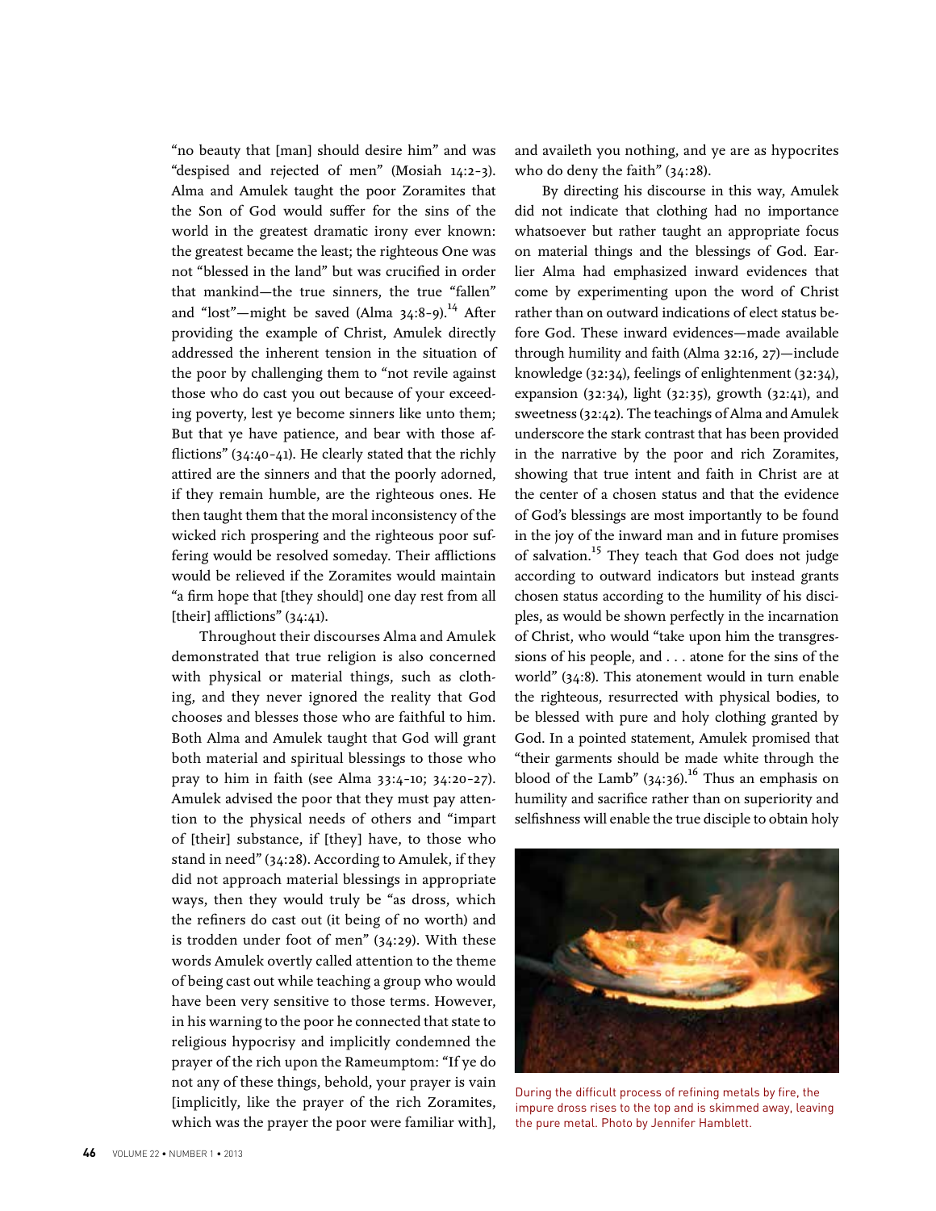"no beauty that [man] should desire him" and was "despised and rejected of men" (Mosiah 14:2–3). Alma and Amulek taught the poor Zoramites that the Son of God would suffer for the sins of the world in the greatest dramatic irony ever known: the greatest became the least; the righteous One was not "blessed in the land" but was crucified in order that mankind—the true sinners, the true "fallen" and "lost"—might be saved (Alma 34:8–9).[14] After providing the example of Christ, Amulek directly addressed the inherent tension in the situation of the poor by challenging them to "not revile against those who do cast you out because of your exceeding poverty, lest ye become sinners like unto them; But that ye have patience, and bear with those afflictions" (34:40–41). He clearly stated that the richly attired are the sinners and that the poorly adorned, if they remain humble, are the righteous ones. He then taught them that the moral inconsistency of the wicked rich prospering and the righteous poor suffering would be resolved someday. Their afflictions would be relieved if the Zoramites would maintain "a firm hope that [they should] one day rest from all [their] afflictions" (34:41).

Throughout their discourses Alma and Amulek demonstrated that true religion is also concerned with physical or material things, such as clothing, and they never ignored the reality that God chooses and blesses those who are faithful to him. Both Alma and Amulek taught that God will grant both material and spiritual blessings to those who pray to him in faith (see Alma 33:4–10; 34:20–27). Amulek advised the poor that they must pay attention to the physical needs of others and "impart of [their] substance, if [they] have, to those who stand in need" (34:28). According to Amulek, if they did not approach material blessings in appropriate ways, then they would truly be "as dross, which the refiners do cast out (it being of no worth) and is trodden under foot of men" (34:29). With these words Amulek overtly called attention to the theme of being cast out while teaching a group who would have been very sensitive to those terms. However, in his warning to the poor he connected that state to religious hypocrisy and implicitly condemned the prayer of the rich upon the Rameumptom: "If ye do not any of these things, behold, your prayer is vain [implicitly, like the prayer of the rich Zoramites, which was the prayer the poor were familiar with], and availeth you nothing, and ye are as hypocrites who do deny the faith" (34:28).

By directing his discourse in this way, Amulek did not indicate that clothing had no importance whatsoever but rather taught an appropriate focus on material things and the blessings of God. Earlier Alma had emphasized inward evidences that come by experimenting upon the word of Christ rather than on outward indications of elect status before God. These inward evidences—made available through humility and faith (Alma 32:16, 27)—include knowledge (32:34), feelings of enlightenment (32:34), expansion (32:34), light (32:35), growth (32:41), and sweetness (32:42). The teachings of Alma and Amulek underscore the stark contrast that has been provided in the narrative by the poor and rich Zoramites, showing that true intent and faith in Christ are at the center of a chosen status and that the evidence of God's blessings are most importantly to be found in the joy of the inward man and in future promises of salvation.[15] They teach that God does not judge according to outward indicators but instead grants chosen status according to the humility of his disciples, as would be shown perfectly in the incarnation of Christ, who would "take upon him the transgressions of his people, and . . . atone for the sins of the world" (34:8). This atonement would in turn enable the righteous, resurrected with physical bodies, to be blessed with pure and holy clothing granted by God. In a pointed statement, Amulek promised that "their garments should be made white through the blood of the Lamb" (34:36).[16] Thus an emphasis on humility and sacrifice rather than on superiority and selfishness will enable the true disciple to obtain holy

During the difficult process of refining metals by fire, the impure dross rises to the top and is skimmed away, leaving the pure metal. Photo by Jennifer Hamblett.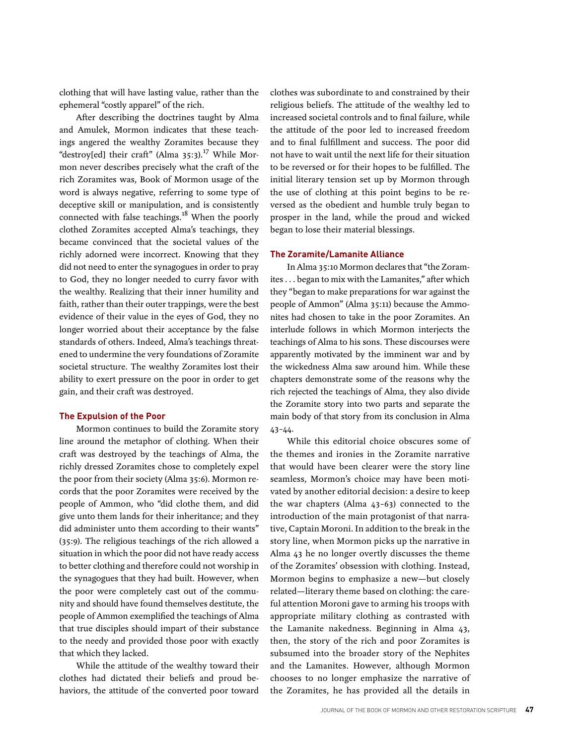clothing that will have lasting value, rather than the ephemeral "costly apparel" of the rich.

After describing the doctrines taught by Alma and Amulek, Mormon indicates that these teachings angered the wealthy Zoramites because they "destroy[ed] their craft" (Alma 35:3).[17] While Mormon never describes precisely what the craft of the rich Zoramites was, Book of Mormon usage of the word is always negative, referring to some type of deceptive skill or manipulation, and is consistently connected with false teachings.[18] When the poorly clothed Zoramites accepted Alma's teachings, they became convinced that the societal values of the richly adorned were incorrect. Knowing that they did not need to enter the synagogues in order to pray to God, they no longer needed to curry favor with the wealthy. Realizing that their inner humility and faith, rather than their outer trappings, were the best evidence of their value in the eyes of God, they no longer worried about their acceptance by the false standards of others. Indeed, Alma's teachings threatened to undermine the very foundations of Zoramite societal structure. The wealthy Zoramites lost their ability to exert pressure on the poor in order to get gain, and their craft was destroyed.

## The Expulsion of the Poor

Mormon continues to build the Zoramite story line around the metaphor of clothing. When their craft was destroyed by the teachings of Alma, the richly dressed Zoramites chose to completely expel the poor from their society (Alma 35:6). Mormon records that the poor Zoramites were received by the people of Ammon, who "did clothe them, and did give unto them lands for their inheritance; and they did administer unto them according to their wants" (35:9). The religious teachings of the rich allowed a situation in which the poor did not have ready access to better clothing and therefore could not worship in the synagogues that they had built. However, when the poor were completely cast out of the community and should have found themselves destitute, the people of Ammon exemplified the teachings of Alma that true disciples should impart of their substance to the needy and provided those poor with exactly that which they lacked.

While the attitude of the wealthy toward their clothes had dictated their beliefs and proud behaviors, the attitude of the converted poor toward clothes was subordinate to and constrained by their religious beliefs. The attitude of the wealthy led to increased societal controls and to final failure, while the attitude of the poor led to increased freedom and to final fulfillment and success. The poor did not have to wait until the next life for their situation to be reversed or for their hopes to be fulfilled. The initial literary tension set up by Mormon through the use of clothing at this point begins to be reversed as the obedient and humble truly began to prosper in the land, while the proud and wicked began to lose their material blessings.

## The Zoramite/Lamanite Alliance

In Alma 35:10 Mormon declares that "the Zoramites . . . began to mix with the Lamanites," after which they "began to make preparations for war against the people of Ammon" (Alma 35:11) because the Ammonites had chosen to take in the poor Zoramites. An interlude follows in which Mormon interjects the teachings of Alma to his sons. These discourses were apparently motivated by the imminent war and by the wickedness Alma saw around him. While these chapters demonstrate some of the reasons why the rich rejected the teachings of Alma, they also divide the Zoramite story into two parts and separate the main body of that story from its conclusion in Alma 43–44.

While this editorial choice obscures some of the themes and ironies in the Zoramite narrative that would have been clearer were the story line seamless, Mormon's choice may have been motivated by another editorial decision: a desire to keep the war chapters (Alma 43–63) connected to the introduction of the main protagonist of that narrative, Captain Moroni. In addition to the break in the story line, when Mormon picks up the narrative in Alma 43 he no longer overtly discusses the theme of the Zoramites' obsession with clothing. Instead, Mormon begins to emphasize a new—but closely related—literary theme based on clothing: the careful attention Moroni gave to arming his troops with appropriate military clothing as contrasted with the Lamanite nakedness. Beginning in Alma 43, then, the story of the rich and poor Zoramites is subsumed into the broader story of the Nephites and the Lamanites. However, although Mormon chooses to no longer emphasize the narrative of the Zoramites, he has provided all the details in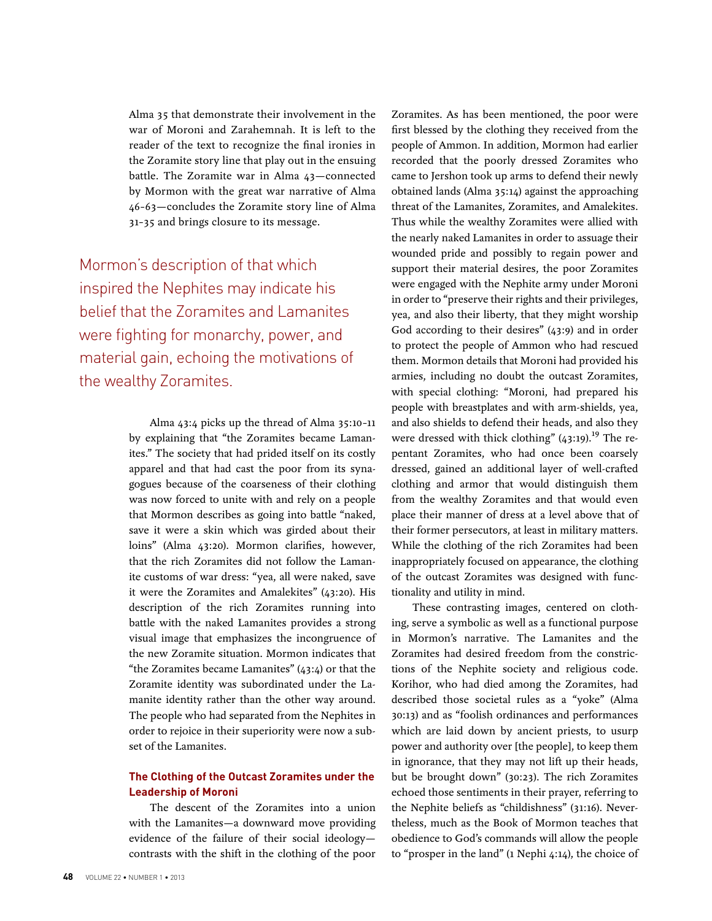Alma 35 that demonstrate their involvement in the war of Moroni and Zarahemnah. It is left to the reader of the text to recognize the final ironies in the Zoramite story line that play out in the ensuing battle. The Zoramite war in Alma 43—connected by Mormon with the great war narrative of Alma 46–63—concludes the Zoramite story line of Alma 31–35 and brings closure to its message.

> Mormon's description of that which inspired the Nephites may indicate his belief that the Zoramites and Lamanites were fighting for monarchy, power, and material gain, echoing the motivations of the wealthy Zoramites.

Alma 43:4 picks up the thread of Alma 35:10–11 by explaining that "the Zoramites became Lamanites." The society that had prided itself on its costly apparel and that had cast the poor from its synagogues because of the coarseness of their clothing was now forced to unite with and rely on a people that Mormon describes as going into battle "naked, save it were a skin which was girded about their loins" (Alma 43:20). Mormon clarifies, however, that the rich Zoramites did not follow the Lamanite customs of war dress: "yea, all were naked, save it were the Zoramites and Amalekites" (43:20). His description of the rich Zoramites running into battle with the naked Lamanites provides a strong visual image that emphasizes the incongruence of the new Zoramite situation. Mormon indicates that "the Zoramites became Lamanites" (43:4) or that the Zoramite identity was subordinated under the Lamanite identity rather than the other way around. The people who had separated from the Nephites in order to rejoice in their superiority were now a subset of the Lamanites.

### The Clothing of the Outcast Zoramites under the Leadership of Moroni

The descent of the Zoramites into a union with the Lamanites—a downward move providing evidence of the failure of their social ideology—contrasts with the shift in the clothing of the poor Zoramites. As has been mentioned, the poor were first blessed by the clothing they received from the people of Ammon. In addition, Mormon had earlier recorded that the poorly dressed Zoramites who came to Jershon took up arms to defend their newly obtained lands (Alma 35:14) against the approaching threat of the Lamanites, Zoramites, and Amalekites. Thus while the wealthy Zoramites were allied with the nearly naked Lamanites in order to assuage their wounded pride and possibly to regain power and support their material desires, the poor Zoramites were engaged with the Nephite army under Moroni in order to "preserve their rights and their privileges, yea, and also their liberty, that they might worship God according to their desires" (43:9) and in order to protect the people of Ammon who had rescued them. Mormon details that Moroni had provided his armies, including no doubt the outcast Zoramites, with special clothing: "Moroni, had prepared his people with breastplates and with arm-shields, yea, and also shields to defend their heads, and also they were dressed with thick clothing" (43:19).[19] The repentant Zoramites, who had once been coarsely dressed, gained an additional layer of well-crafted clothing and armor that would distinguish them from the wealthy Zoramites and that would even place their manner of dress at a level above that of their former persecutors, at least in military matters. While the clothing of the rich Zoramites had been inappropriately focused on appearance, the clothing of the outcast Zoramites was designed with functionality and utility in mind.

These contrasting images, centered on clothing, serve a symbolic as well as a functional purpose in Mormon's narrative. The Lamanites and the Zoramites had desired freedom from the constrictions of the Nephite society and religious code. Korihor, who had died among the Zoramites, had described those societal rules as a "yoke" (Alma 30:13) and as "foolish ordinances and performances which are laid down by ancient priests, to usurp power and authority over [the people], to keep them in ignorance, that they may not lift up their heads, but be brought down" (30:23). The rich Zoramites echoed those sentiments in their prayer, referring to the Nephite beliefs as "childishness" (31:16). Nevertheless, much as the Book of Mormon teaches that obedience to God's commands will allow the people to "prosper in the land" (1 Nephi 4:14), the choice of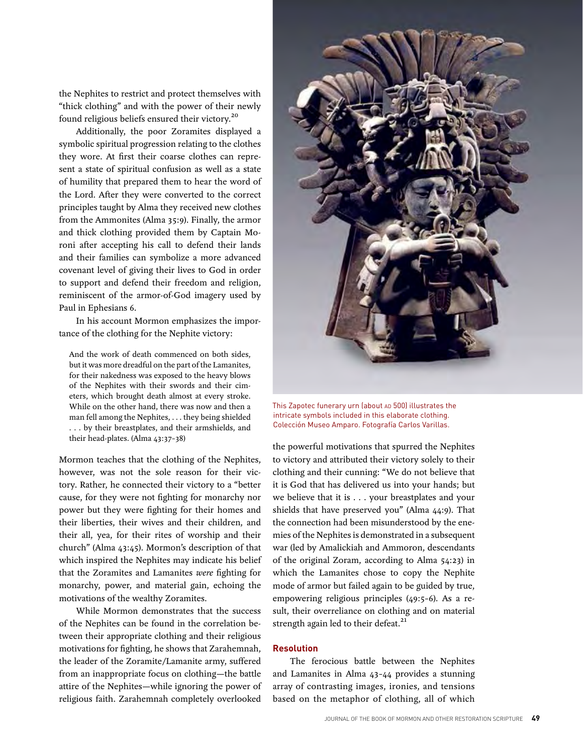the Nephites to restrict and protect themselves with "thick clothing" and with the power of their newly found religious beliefs ensured their victory.[20]

Additionally, the poor Zoramites displayed a symbolic spiritual progression relating to the clothes they wore. At first their coarse clothes can represent a state of spiritual confusion as well as a state of humility that prepared them to hear the word of the Lord. After they were converted to the correct principles taught by Alma they received new clothes from the Ammonites (Alma 35:9). Finally, the armor and thick clothing provided them by Captain Moroni after accepting his call to defend their lands and their families can symbolize a more advanced covenant level of giving their lives to God in order to support and defend their freedom and religion, reminiscent of the armor-of-God imagery used by Paul in Ephesians 6.

In his account Mormon emphasizes the importance of the clothing for the Nephite victory:

> And the work of death commenced on both sides, but it was more dreadful on the part of the Lamanites, for their nakedness was exposed to the heavy blows of the Nephites with their swords and their cimeters, which brought death almost at every stroke. While on the other hand, there was now and then a man fell among the Nephites, . . . they being shielded . . . by their breastplates, and their armshields, and their head-plates. (Alma 43:37–38)

Mormon teaches that the clothing of the Nephites, however, was not the sole reason for their victory. Rather, he connected their victory to a "better cause, for they were not fighting for monarchy nor power but they were fighting for their homes and their liberties, their wives and their children, and their all, yea, for their rites of worship and their church" (Alma 43:45). Mormon's description of that which inspired the Nephites may indicate his belief that the Zoramites and Lamanites *were* fighting for monarchy, power, and material gain, echoing the motivations of the wealthy Zoramites.

While Mormon demonstrates that the success of the Nephites can be found in the correlation between their appropriate clothing and their religious motivations for fighting, he shows that Zarahemnah, the leader of the Zoramite/Lamanite army, suffered from an inappropriate focus on clothing—the battle attire of the Nephites—while ignoring the power of religious faith. Zarahemnah completely overlooked the powerful motivations that spurred the Nephites to victory and attributed their victory solely to their clothing and their cunning: "We do not believe that it is God that has delivered us into your hands; but we believe that it is . . . your breastplates and your shields that have preserved you" (Alma 44:9). That the connection had been misunderstood by the enemies of the Nephites is demonstrated in a subsequent war (led by Amalickiah and Ammoron, descendants of the original Zoram, according to Alma 54:23) in which the Lamanites chose to copy the Nephite mode of armor but failed again to be guided by true, empowering religious principles (49:5–6). As a result, their overreliance on clothing and on material strength again led to their defeat.[21]

This Zapotec funerary urn (about AD 500) illustrates the intricate symbols included in this elaborate clothing. Colección Museo Amparo. Fotografía Carlos Varillas.

## Resolution

The ferocious battle between the Nephites and Lamanites in Alma 43–44 provides a stunning array of contrasting images, ironies, and tensions based on the metaphor of clothing, all of which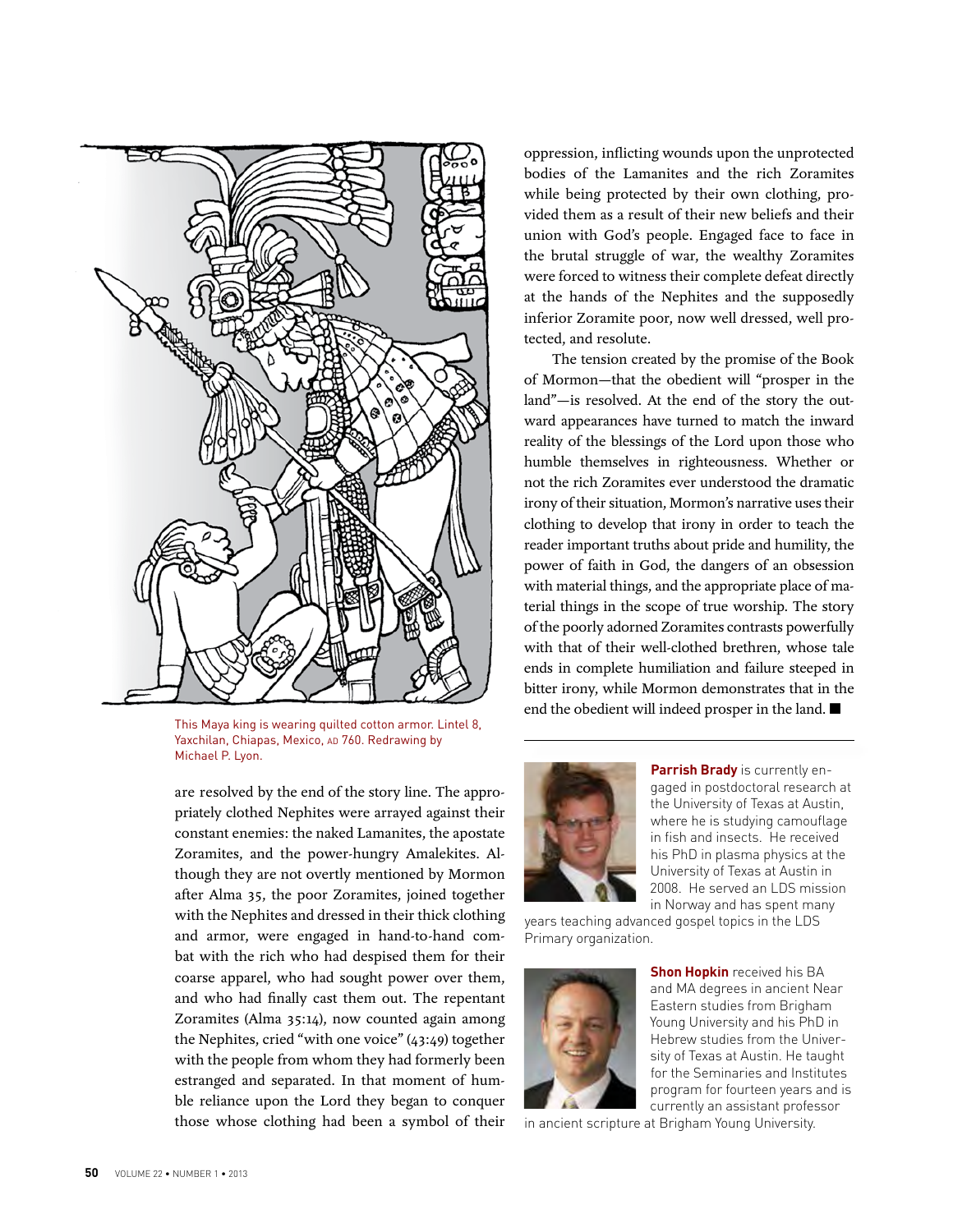This Maya king is wearing quilted cotton armor. Lintel 8, Yaxchilan, Chiapas, Mexico, AD 760. Redrawing by Michael P. Lyon.

are resolved by the end of the story line. The appropriately clothed Nephites were arrayed against their constant enemies: the naked Lamanites, the apostate Zoramites, and the power-hungry Amalekites. Although they are not overtly mentioned by Mormon after Alma 35, the poor Zoramites, joined together with the Nephites and dressed in their thick clothing and armor, were engaged in hand-to-hand combat with the rich who had despised them for their coarse apparel, who had sought power over them, and who had finally cast them out. The repentant Zoramites (Alma 35:14), now counted again among the Nephites, cried "with one voice" (43:49) together with the people from whom they had formerly been estranged and separated. In that moment of humble reliance upon the Lord they began to conquer those whose clothing had been a symbol of their oppression, inflicting wounds upon the unprotected bodies of the Lamanites and the rich Zoramites while being protected by their own clothing, provided them as a result of their new beliefs and their union with God's people. Engaged face to face in the brutal struggle of war, the wealthy Zoramites were forced to witness their complete defeat directly at the hands of the Nephites and the supposedly inferior Zoramite poor, now well dressed, well protected, and resolute.

The tension created by the promise of the Book of Mormon—that the obedient will "prosper in the land"—is resolved. At the end of the story the outward appearances have turned to match the inward reality of the blessings of the Lord upon those who humble themselves in righteousness. Whether or not the rich Zoramites ever understood the dramatic irony of their situation, Mormon's narrative uses their clothing to develop that irony in order to teach the reader important truths about pride and humility, the power of faith in God, the dangers of an obsession with material things, and the appropriate place of material things in the scope of true worship. The story of the poorly adorned Zoramites contrasts powerfully with that of their well-clothed brethren, whose tale ends in complete humiliation and failure steeped in bitter irony, while Mormon demonstrates that in the end the obedient will indeed prosper in the land. ■

---

**Parrish Brady** is currently engaged in postdoctoral research at the University of Texas at Austin, where he is studying camouflage in fish and insects. He received his PhD in plasma physics at the University of Texas at Austin in 2008. He served an LDS mission in Norway and has spent many years teaching advanced gospel topics in the LDS Primary organization.

**Shon Hopkin** received his BA and MA degrees in ancient Near Eastern studies from Brigham Young University and his PhD in Hebrew studies from the University of Texas at Austin. He taught for the Seminaries and Institutes program for fourteen years and is currently an assistant professor in ancient scripture at Brigham Young University.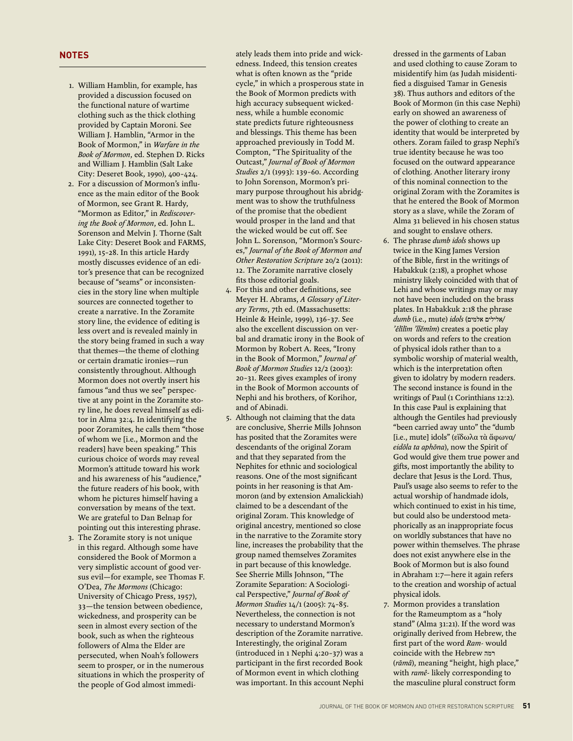## NOTES

1. William Hamblin, for example, has provided a discussion focused on the functional nature of wartime clothing such as the thick clothing provided by Captain Moroni. See William J. Hamblin, "Armor in the Book of Mormon," in *Warfare in the Book of Mormon*, ed. Stephen D. Ricks and William J. Hamblin (Salt Lake City: Deseret Book, 1990), 400–424.
2. For a discussion of Mormon's influence as the main editor of the Book of Mormon, see Grant R. Hardy, "Mormon as Editor," in *Rediscovering the Book of Mormon*, ed. John L. Sorenson and Melvin J. Thorne (Salt Lake City: Deseret Book and FARMS, 1991), 15–28. In this article Hardy mostly discusses evidence of an editor's presence that can be recognized because of "seams" or inconsistencies in the story line when multiple sources are connected together to create a narrative. In the Zoramite story line, the evidence of editing is less overt and is revealed mainly in the story being framed in such a way that themes—the theme of clothing or certain dramatic ironies—run consistently throughout. Although Mormon does not overtly insert his famous "and thus we see" perspective at any point in the Zoramite story line, he does reveal himself as editor in Alma 32:4. In identifying the poor Zoramites, he calls them "those of whom we [i.e., Mormon and the readers] have been speaking." This curious choice of words may reveal Mormon's attitude toward his work and his awareness of his "audience," the future readers of his book, with whom he pictures himself having a conversation by means of the text. We are grateful to Dan Belnap for pointing out this interesting phrase.
3. The Zoramite story is not unique in this regard. Although some have considered the Book of Mormon a very simplistic account of good versus evil—for example, see Thomas F. O'Dea, *The Mormons* (Chicago: University of Chicago Press, 1957), 33—the tension between obedience, wickedness, and prosperity can be seen in almost every section of the book, such as when the righteous followers of Alma the Elder are persecuted, when Noah's followers seem to prosper, or in the numerous situations in which the prosperity of the people of God almost immediately leads them into pride and wickedness. Indeed, this tension creates what is often known as the "pride cycle," in which a prosperous state in the Book of Mormon predicts with high accuracy subsequent wickedness, while a humble economic state predicts future righteousness and blessings. This theme has been approached previously in Todd M. Compton, "The Spirituality of the Outcast," *Journal of Book of Mormon Studies* 2/1 (1993): 139–60. According to John Sorenson, Mormon's primary purpose throughout his abridgment was to show the truthfulness of the promise that the obedient would prosper in the land and that the wicked would be cut off. See John L. Sorenson, "Mormon's Sources," *Journal of the Book of Mormon and Other Restoration Scripture* 20/2 (2011): 12. The Zoramite narrative closely fits those editorial goals.
4. For this and other definitions, see Meyer H. Abrams, *A Glossary of Literary Terms*, 7th ed. (Massachusetts: Heinle & Heinle, 1999), 136–37. See also the excellent discussion on verbal and dramatic irony in the Book of Mormon by Robert A. Rees, "Irony in the Book of Mormon," *Journal of Book of Mormon Studies* 12/2 (2003): 20–31. Rees gives examples of irony in the Book of Mormon accounts of Nephi and his brothers, of Korihor, and of Abinadi.
5. Although not claiming that the data are conclusive, Sherrie Mills Johnson has posited that the Zoramites were descendants of the original Zoram and that they separated from the Nephites for ethnic and sociological reasons. One of the most significant points in her reasoning is that Ammoron (and by extension Amalickiah) claimed to be a descendant of the original Zoram. This knowledge of original ancestry, mentioned so close in the narrative to the Zoramite story line, increases the probability that the group named themselves Zoramites in part because of this knowledge. See Sherrie Mills Johnson, "The Zoramite Separation: A Sociological Perspective," *Journal of Book of Mormon Studies* 14/1 (2005): 74–85. Nevertheless, the connection is not necessary to understand Mormon's description of the Zoramite narrative. Interestingly, the original Zoram (introduced in 1 Nephi 4:20–37) was a participant in the first recorded Book of Mormon event in which clothing was important. In this account Nephi dressed in the garments of Laban and used clothing to cause Zoram to misidentify him (as Judah misidentified a disguised Tamar in Genesis 38). Thus authors and editors of the Book of Mormon (in this case Nephi) early on showed an awareness of the power of clothing to create an identity that would be interpreted by others. Zoram failed to grasp Nephi's true identity because he was too focused on the outward appearance of clothing. Another literary irony of this nominal connection to the original Zoram with the Zoramites is that he entered the Book of Mormon story as a slave, while the Zoram of Alma 31 believed in his chosen status and sought to enslave others.
6. The phrase *dumb idols* shows up twice in the King James Version of the Bible, first in the writings of Habakkuk (2:18), a prophet whose ministry likely coincided with that of Lehi and whose writings may or may not have been included on the brass plates. In Habakkuk 2:18 the phrase *dumb* (i.e., mute) *idols* (אלילים אלמים/*'ĕlîlîm 'llĕmîm*) creates a poetic play on words and refers to the creation of physical idols rather than to a symbolic worship of material wealth, which is the interpretation often given to idolatry by modern readers. The second instance is found in the writings of Paul (1 Corinthians 12:2). In this case Paul is explaining that although the Gentiles had previously "been carried away unto" the "dumb [i.e., mute] idols" (εἴδωλα τὰ ἄφωνα/*eidōla ta aphōna*), now the Spirit of God would give them true power and gifts, most importantly the ability to declare that Jesus is the Lord. Thus, Paul's usage also seems to refer to the actual worship of handmade idols, which continued to exist in his time, but could also be understood metaphorically as an inappropriate focus on worldly substances that have no power within themselves. The phrase does not exist anywhere else in the Book of Mormon but is also found in Abraham 1:7—here it again refers to the creation and worship of actual physical idols.
7. Mormon provides a translation for the Rameumptom as a "holy stand" (Alma 31:21). If the word was originally derived from Hebrew, the first part of the word *Ram-* would coincide with the Hebrew רמה (*rāmâ*), meaning "height, high place," with *ramê-* likely corresponding to the masculine plural construct form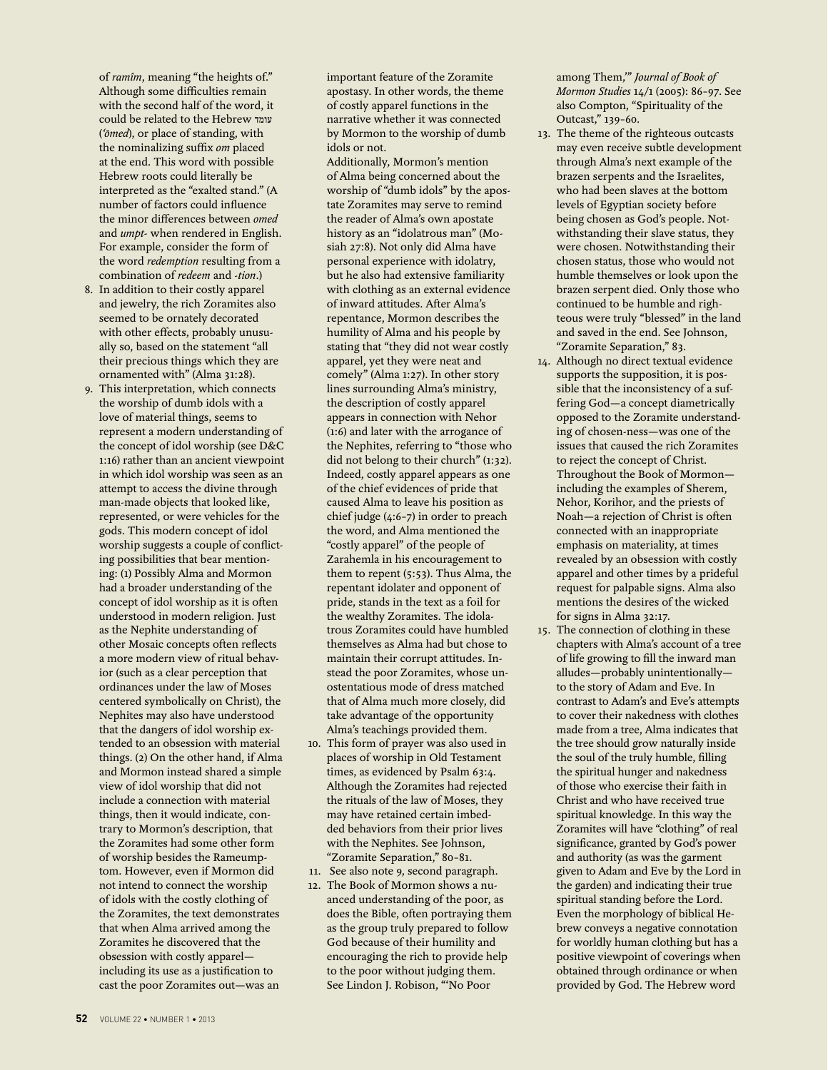of *ramîm*, meaning "the heights of." Although some difficulties remain with the second half of the word, it could be related to the Hebrew עומד (*'ōmed*), or place of standing, with the nominalizing suffix *om* placed at the end. This word with possible Hebrew roots could literally be interpreted as the "exalted stand." (A number of factors could influence the minor differences between *omed* and *umpt-* when rendered in English. For example, consider the form of the word *redemption* resulting from a combination of *redeem* and *-tion*.)

8. In addition to their costly apparel and jewelry, the rich Zoramites also seemed to be ornately decorated with other effects, probably unusually so, based on the statement "all their precious things which they are ornamented with" (Alma 31:28).

9. This interpretation, which connects the worship of dumb idols with a love of material things, seems to represent a modern understanding of the concept of idol worship (see D&C 1:16) rather than an ancient viewpoint in which idol worship was seen as an attempt to access the divine through man-made objects that looked like, represented, or were vehicles for the gods. This modern concept of idol worship suggests a couple of conflicting possibilities that bear mentioning: (1) Possibly Alma and Mormon had a broader understanding of the concept of idol worship as it is often understood in modern religion. Just as the Nephite understanding of other Mosaic concepts often reflects a more modern view of ritual behavior (such as a clear perception that ordinances under the law of Moses centered symbolically on Christ), the Nephites may also have understood that the dangers of idol worship extended to an obsession with material things. (2) On the other hand, if Alma and Mormon instead shared a simple view of idol worship that did not include a connection with material things, then it would indicate, contrary to Mormon's description, that the Zoramites had some other form of worship besides the Rameumptom. However, even if Mormon did not intend to connect the worship of idols with the costly clothing of the Zoramites, the text demonstrates that when Alma arrived among the Zoramites he discovered that the obsession with costly apparel—including its use as a justification to cast the poor Zoramites out—was an important feature of the Zoramite apostasy. In other words, the theme of costly apparel functions in the narrative whether it was connected by Mormon to the worship of dumb idols or not.
   Additionally, Mormon's mention of Alma being concerned about the worship of "dumb idols" by the apostate Zoramites may serve to remind the reader of Alma's own apostate history as an "idolatrous man" (Mosiah 27:8). Not only did Alma have personal experience with idolatry, but he also had extensive familiarity with clothing as an external evidence of inward attitudes. After Alma's repentance, Mormon describes the humility of Alma and his people by stating that "they did not wear costly apparel, yet they were neat and comely" (Alma 1:27). In other story lines surrounding Alma's ministry, the description of costly apparel appears in connection with Nehor (1:6) and later with the arrogance of the Nephites, referring to "those who did not belong to their church" (1:32). Indeed, costly apparel appears as one of the chief evidences of pride that caused Alma to leave his position as chief judge (4:6–7) in order to preach the word, and Alma mentioned the "costly apparel" of the people of Zarahemla in his encouragement to them to repent (5:53). Thus Alma, the repentant idolater and opponent of pride, stands in the text as a foil for the wealthy Zoramites. The idolatrous Zoramites could have humbled themselves as Alma had but chose to maintain their corrupt attitudes. Instead the poor Zoramites, whose unostentatious mode of dress matched that of Alma much more closely, did take advantage of the opportunity Alma's teachings provided them.

10. This form of prayer was also used in places of worship in Old Testament times, as evidenced by Psalm 63:4. Although the Zoramites had rejected the rituals of the law of Moses, they may have retained certain imbedded behaviors from their prior lives with the Nephites. See Johnson, "Zoramite Separation," 80–81.

11. See also note 9, second paragraph.

12. The Book of Mormon shows a nuanced understanding of the poor, as does the Bible, often portraying them as the group truly prepared to follow God because of their humility and encouraging the rich to provide help to the poor without judging them. See Lindon J. Robison, "'No Poor among Them,'" *Journal of Book of Mormon Studies* 14/1 (2005): 86–97. See also Compton, "Spirituality of the Outcast," 139–60.

13. The theme of the righteous outcasts may even receive subtle development through Alma's next example of the brazen serpents and the Israelites, who had been slaves at the bottom levels of Egyptian society before being chosen as God's people. Notwithstanding their slave status, they were chosen. Notwithstanding their chosen status, those who would not humble themselves or look upon the brazen serpent died. Only those who continued to be humble and righteous were truly "blessed" in the land and saved in the end. See Johnson, "Zoramite Separation," 83.

14. Although no direct textual evidence supports the supposition, it is possible that the inconsistency of a suffering God—a concept diametrically opposed to the Zoramite understanding of chosen-ness—was one of the issues that caused the rich Zoramites to reject the concept of Christ. Throughout the Book of Mormon—including the examples of Sherem, Nehor, Korihor, and the priests of Noah—a rejection of Christ is often connected with an inappropriate emphasis on materiality, at times revealed by an obsession with costly apparel and other times by a prideful request for palpable signs. Alma also mentions the desires of the wicked for signs in Alma 32:17.

15. The connection of clothing in these chapters with Alma's account of a tree of life growing to fill the inward man alludes—probably unintentionally—to the story of Adam and Eve. In contrast to Adam's and Eve's attempts to cover their nakedness with clothes made from a tree, Alma indicates that the tree should grow naturally inside the soul of the truly humble, filling the spiritual hunger and nakedness of those who exercise their faith in Christ and who have received true spiritual knowledge. In this way the Zoramites will have "clothing" of real significance, granted by God's power and authority (as was the garment given to Adam and Eve by the Lord in the garden) and indicating their true spiritual standing before the Lord. Even the morphology of biblical Hebrew conveys a negative connotation for worldly human clothing but has a positive viewpoint of coverings when obtained through ordinance or when provided by God. The Hebrew word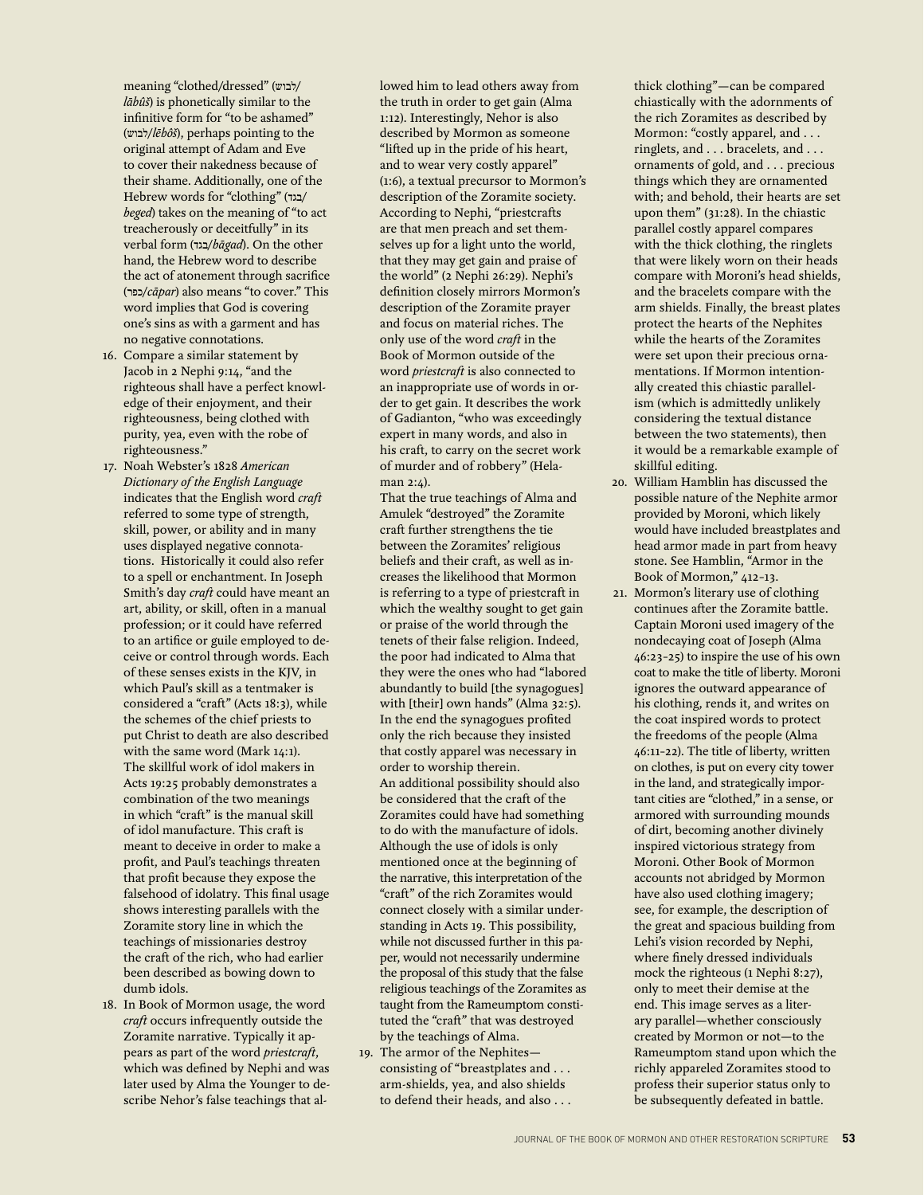meaning "clothed/dressed" (לבוש/*lābûš*) is phonetically similar to the infinitive form for "to be ashamed" (לבוש/*lēbôš*), perhaps pointing to the original attempt of Adam and Eve to cover their nakedness because of their shame. Additionally, one of the Hebrew words for "clothing" (בגד/*beged*) takes on the meaning of "to act treacherously or deceitfully" in its verbal form (בגד/*bāgad*). On the other hand, the Hebrew word to describe the act of atonement through sacrifice (כפר/*cāpar*) also means "to cover." This word implies that God is covering one's sins as with a garment and has no negative connotations.

16. Compare a similar statement by Jacob in 2 Nephi 9:14, "and the righteous shall have a perfect knowledge of their enjoyment, and their righteousness, being clothed with purity, yea, even with the robe of righteousness."

17. Noah Webster's 1828 *American Dictionary of the English Language* indicates that the English word *craft* referred to some type of strength, skill, power, or ability and in many uses displayed negative connotations. Historically it could also refer to a spell or enchantment. In Joseph Smith's day *craft* could have meant an art, ability, or skill, often in a manual profession; or it could have referred to an artifice or guile employed to deceive or control through words. Each of these senses exists in the KJV, in which Paul's skill as a tentmaker is considered a "craft" (Acts 18:3), while the schemes of the chief priests to put Christ to death are also described with the same word (Mark 14:1). The skillful work of idol makers in Acts 19:25 probably demonstrates a combination of the two meanings in which "craft" is the manual skill of idol manufacture. This craft is meant to deceive in order to make a profit, and Paul's teachings threaten that profit because they expose the falsehood of idolatry. This final usage shows interesting parallels with the Zoramite story line in which the teachings of missionaries destroy the craft of the rich, who had earlier been described as bowing down to dumb idols.

18. In Book of Mormon usage, the word *craft* occurs infrequently outside the Zoramite narrative. Typically it appears as part of the word *priestcraft*, which was defined by Nephi and was later used by Alma the Younger to describe Nehor's false teachings that allowed him to lead others away from the truth in order to get gain (Alma 1:12). Interestingly, Nehor is also described by Mormon as someone "lifted up in the pride of his heart, and to wear very costly apparel" (1:6), a textual precursor to Mormon's description of the Zoramite society. According to Nephi, "priestcrafts are that men preach and set themselves up for a light unto the world, that they may get gain and praise of the world" (2 Nephi 26:29). Nephi's definition closely mirrors Mormon's description of the Zoramite prayer and focus on material riches. The only use of the word *craft* in the Book of Mormon outside of the word *priestcraft* is also connected to an inappropriate use of words in order to get gain. It describes the work of Gadianton, "who was exceedingly expert in many words, and also in his craft, to carry on the secret work of murder and of robbery" (Helaman 2:4).
    That the true teachings of Alma and Amulek "destroyed" the Zoramite craft further strengthens the tie between the Zoramites' religious beliefs and their craft, as well as increases the likelihood that Mormon is referring to a type of priestcraft in which the wealthy sought to get gain or praise of the world through the tenets of their false religion. Indeed, the poor had indicated to Alma that they were the ones who had "labored abundantly to build [the synagogues] with [their] own hands" (Alma 32:5). In the end the synagogues profited only the rich because they insisted that costly apparel was necessary in order to worship therein.
    An additional possibility should also be considered that the craft of the Zoramites could have had something to do with the manufacture of idols. Although the use of idols is only mentioned once at the beginning of the narrative, this interpretation of the "craft" of the rich Zoramites would connect closely with a similar understanding in Acts 19. This possibility, while not discussed further in this paper, would not necessarily undermine the proposal of this study that the false religious teachings of the Zoramites as taught from the Rameumptom constituted the "craft" that was destroyed by the teachings of Alma.

19. The armor of the Nephites—consisting of "breastplates and . . . arm-shields, yea, and also shields to defend their heads, and also . . . thick clothing"—can be compared chiastically with the adornments of the rich Zoramites as described by Mormon: "costly apparel, and . . . ringlets, and . . . bracelets, and . . . ornaments of gold, and . . . precious things which they are ornamented with; and behold, their hearts are set upon them" (31:28). In the chiastic parallel costly apparel compares with the thick clothing, the ringlets that were likely worn on their heads compare with Moroni's head shields, and the bracelets compare with the arm shields. Finally, the breast plates protect the hearts of the Nephites while the hearts of the Zoramites were set upon their precious ornamentations. If Mormon intentionally created this chiastic parallelism (which is admittedly unlikely considering the textual distance between the two statements), then it would be a remarkable example of skillful editing.

20. William Hamblin has discussed the possible nature of the Nephite armor provided by Moroni, which likely would have included breastplates and head armor made in part from heavy stone. See Hamblin, "Armor in the Book of Mormon," 412–13.

21. Mormon's literary use of clothing continues after the Zoramite battle. Captain Moroni used imagery of the nondecaying coat of Joseph (Alma 46:23–25) to inspire the use of his own coat to make the title of liberty. Moroni ignores the outward appearance of his clothing, rends it, and writes on the coat inspired words to protect the freedoms of the people (Alma 46:11–22). The title of liberty, written on clothes, is put on every city tower in the land, and strategically important cities are "clothed," in a sense, or armored with surrounding mounds of dirt, becoming another divinely inspired victorious strategy from Moroni. Other Book of Mormon accounts not abridged by Mormon have also used clothing imagery; see, for example, the description of the great and spacious building from Lehi's vision recorded by Nephi, where finely dressed individuals mock the righteous (1 Nephi 8:27), only to meet their demise at the end. This image serves as a literary parallel—whether consciously created by Mormon or not—to the Rameumptom stand upon which the richly appareled Zoramites stood to profess their superior status only to be subsequently defeated in battle.